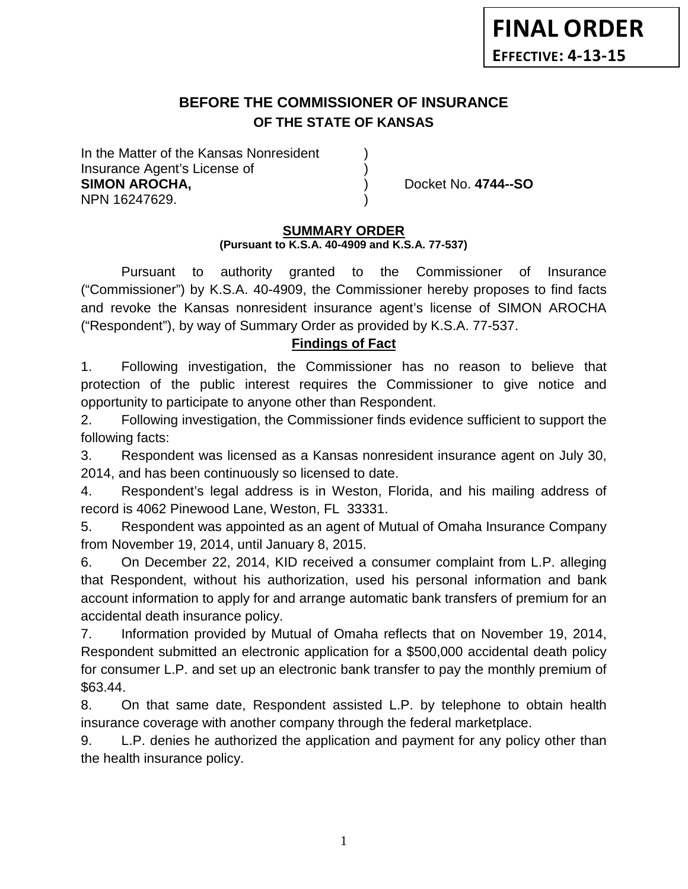**FINAL ORDER**

**EFFECTIVE: 4-13-15**

# BEFORE THE COMMISSIONER OF INSURANCE
## OF THE STATE OF KANSAS

In the Matter of the Kansas Nonresident )
Insurance Agent's License of )
**SIMON AROCHA,** ) Docket No. **4744--SO**
NPN 16247629. )

## SUMMARY ORDER
**(Pursuant to K.S.A. 40-4909 and K.S.A. 77-537)**

Pursuant to authority granted to the Commissioner of Insurance ("Commissioner") by K.S.A. 40-4909, the Commissioner hereby proposes to find facts and revoke the Kansas nonresident insurance agent's license of SIMON AROCHA ("Respondent"), by way of Summary Order as provided by K.S.A. 77-537.

### Findings of Fact

1. Following investigation, the Commissioner has no reason to believe that protection of the public interest requires the Commissioner to give notice and opportunity to participate to anyone other than Respondent.

2. Following investigation, the Commissioner finds evidence sufficient to support the following facts:

3. Respondent was licensed as a Kansas nonresident insurance agent on July 30, 2014, and has been continuously so licensed to date.

4. Respondent's legal address is in Weston, Florida, and his mailing address of record is 4062 Pinewood Lane, Weston, FL 33331.

5. Respondent was appointed as an agent of Mutual of Omaha Insurance Company from November 19, 2014, until January 8, 2015.

6. On December 22, 2014, KID received a consumer complaint from L.P. alleging that Respondent, without his authorization, used his personal information and bank account information to apply for and arrange automatic bank transfers of premium for an accidental death insurance policy.

7. Information provided by Mutual of Omaha reflects that on November 19, 2014, Respondent submitted an electronic application for a $500,000 accidental death policy for consumer L.P. and set up an electronic bank transfer to pay the monthly premium of $63.44.

8. On that same date, Respondent assisted L.P. by telephone to obtain health insurance coverage with another company through the federal marketplace.

9. L.P. denies he authorized the application and payment for any policy other than the health insurance policy.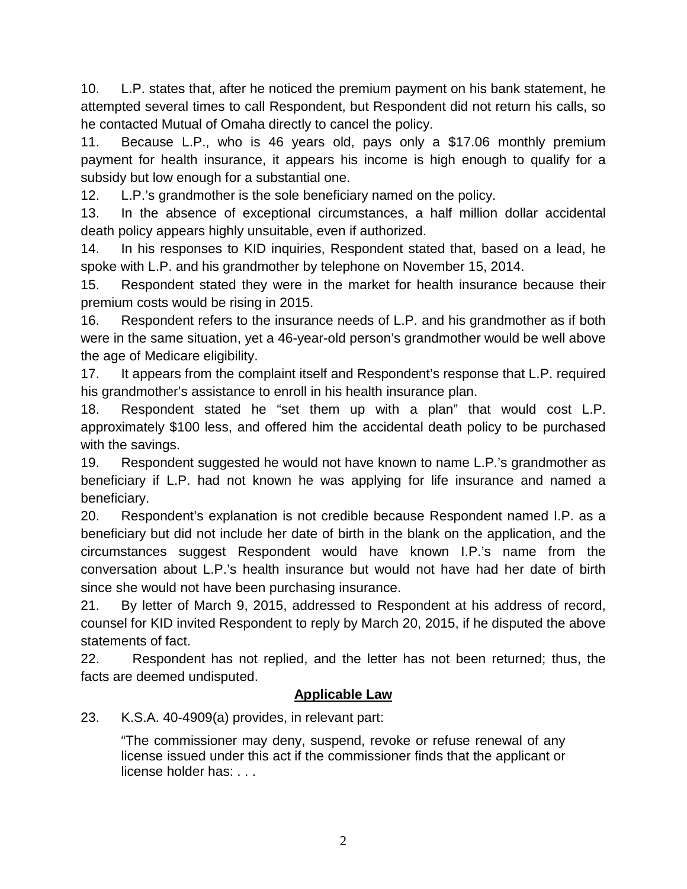10. L.P. states that, after he noticed the premium payment on his bank statement, he attempted several times to call Respondent, but Respondent did not return his calls, so he contacted Mutual of Omaha directly to cancel the policy.

11. Because L.P., who is 46 years old, pays only a $17.06 monthly premium payment for health insurance, it appears his income is high enough to qualify for a subsidy but low enough for a substantial one.

12. L.P.'s grandmother is the sole beneficiary named on the policy.

13. In the absence of exceptional circumstances, a half million dollar accidental death policy appears highly unsuitable, even if authorized.

14. In his responses to KID inquiries, Respondent stated that, based on a lead, he spoke with L.P. and his grandmother by telephone on November 15, 2014.

15. Respondent stated they were in the market for health insurance because their premium costs would be rising in 2015.

16. Respondent refers to the insurance needs of L.P. and his grandmother as if both were in the same situation, yet a 46-year-old person's grandmother would be well above the age of Medicare eligibility.

17. It appears from the complaint itself and Respondent's response that L.P. required his grandmother's assistance to enroll in his health insurance plan.

18. Respondent stated he "set them up with a plan" that would cost L.P. approximately $100 less, and offered him the accidental death policy to be purchased with the savings.

19. Respondent suggested he would not have known to name L.P.'s grandmother as beneficiary if L.P. had not known he was applying for life insurance and named a beneficiary.

20. Respondent's explanation is not credible because Respondent named I.P. as a beneficiary but did not include her date of birth in the blank on the application, and the circumstances suggest Respondent would have known I.P.'s name from the conversation about L.P.'s health insurance but would not have had her date of birth since she would not have been purchasing insurance.

21. By letter of March 9, 2015, addressed to Respondent at his address of record, counsel for KID invited Respondent to reply by March 20, 2015, if he disputed the above statements of fact.

22. Respondent has not replied, and the letter has not been returned; thus, the facts are deemed undisputed.

## Applicable Law

23. K.S.A. 40-4909(a) provides, in relevant part:

> "The commissioner may deny, suspend, revoke or refuse renewal of any license issued under this act if the commissioner finds that the applicant or license holder has: . . .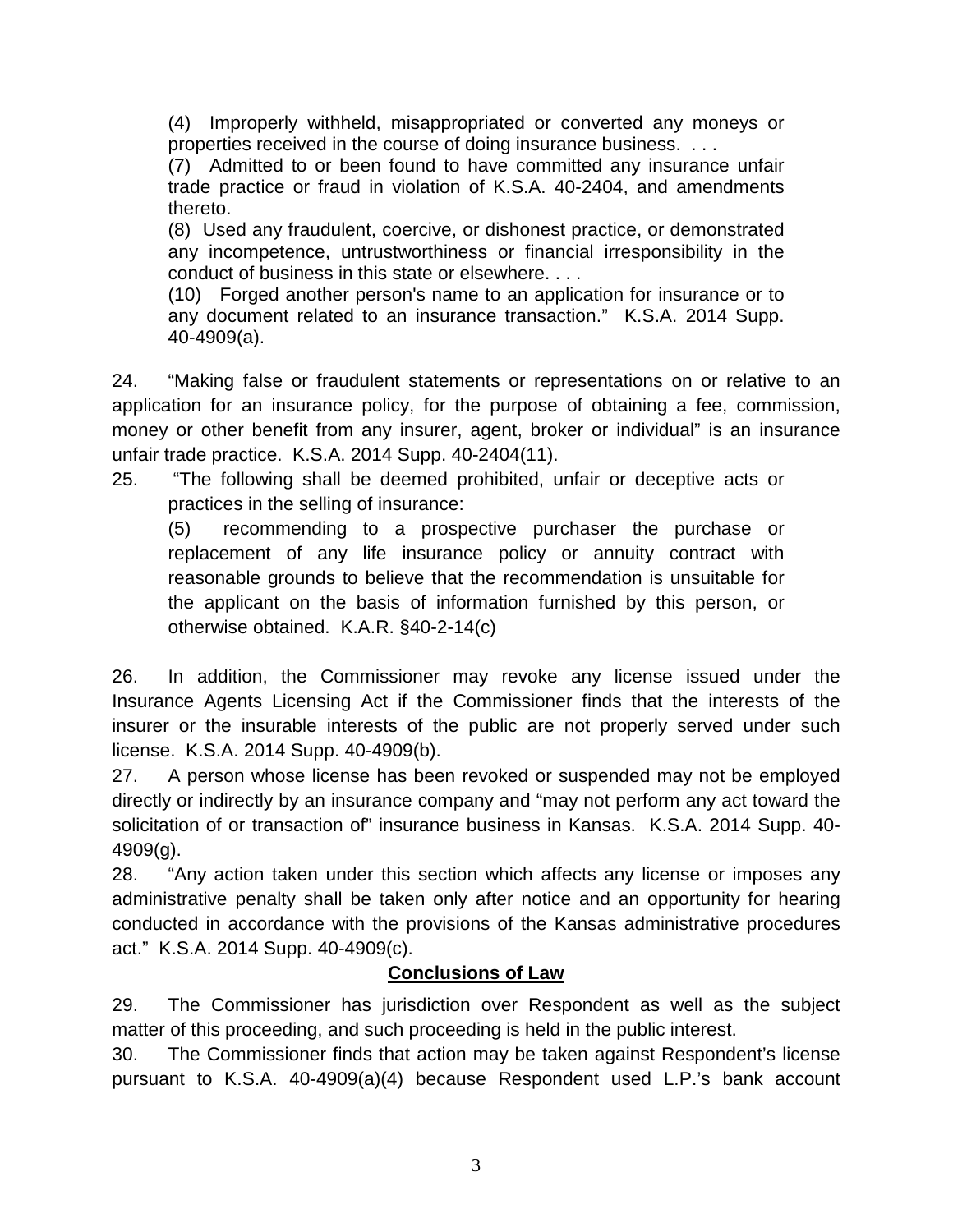(4) Improperly withheld, misappropriated or converted any moneys or properties received in the course of doing insurance business. . . .

(7) Admitted to or been found to have committed any insurance unfair trade practice or fraud in violation of K.S.A. 40-2404, and amendments thereto.

(8) Used any fraudulent, coercive, or dishonest practice, or demonstrated any incompetence, untrustworthiness or financial irresponsibility in the conduct of business in this state or elsewhere. . . .

(10) Forged another person's name to an application for insurance or to any document related to an insurance transaction." K.S.A. 2014 Supp. 40-4909(a).

24. "Making false or fraudulent statements or representations on or relative to an application for an insurance policy, for the purpose of obtaining a fee, commission, money or other benefit from any insurer, agent, broker or individual" is an insurance unfair trade practice. K.S.A. 2014 Supp. 40-2404(11).

25. "The following shall be deemed prohibited, unfair or deceptive acts or practices in the selling of insurance:

(5) recommending to a prospective purchaser the purchase or replacement of any life insurance policy or annuity contract with reasonable grounds to believe that the recommendation is unsuitable for the applicant on the basis of information furnished by this person, or otherwise obtained. K.A.R. §40-2-14(c)

26. In addition, the Commissioner may revoke any license issued under the Insurance Agents Licensing Act if the Commissioner finds that the interests of the insurer or the insurable interests of the public are not properly served under such license. K.S.A. 2014 Supp. 40-4909(b).

27. A person whose license has been revoked or suspended may not be employed directly or indirectly by an insurance company and "may not perform any act toward the solicitation of or transaction of" insurance business in Kansas. K.S.A. 2014 Supp. 40-4909(g).

28. "Any action taken under this section which affects any license or imposes any administrative penalty shall be taken only after notice and an opportunity for hearing conducted in accordance with the provisions of the Kansas administrative procedures act." K.S.A. 2014 Supp. 40-4909(c).

## Conclusions of Law

29. The Commissioner has jurisdiction over Respondent as well as the subject matter of this proceeding, and such proceeding is held in the public interest.

30. The Commissioner finds that action may be taken against Respondent's license pursuant to K.S.A. 40-4909(a)(4) because Respondent used L.P.'s bank account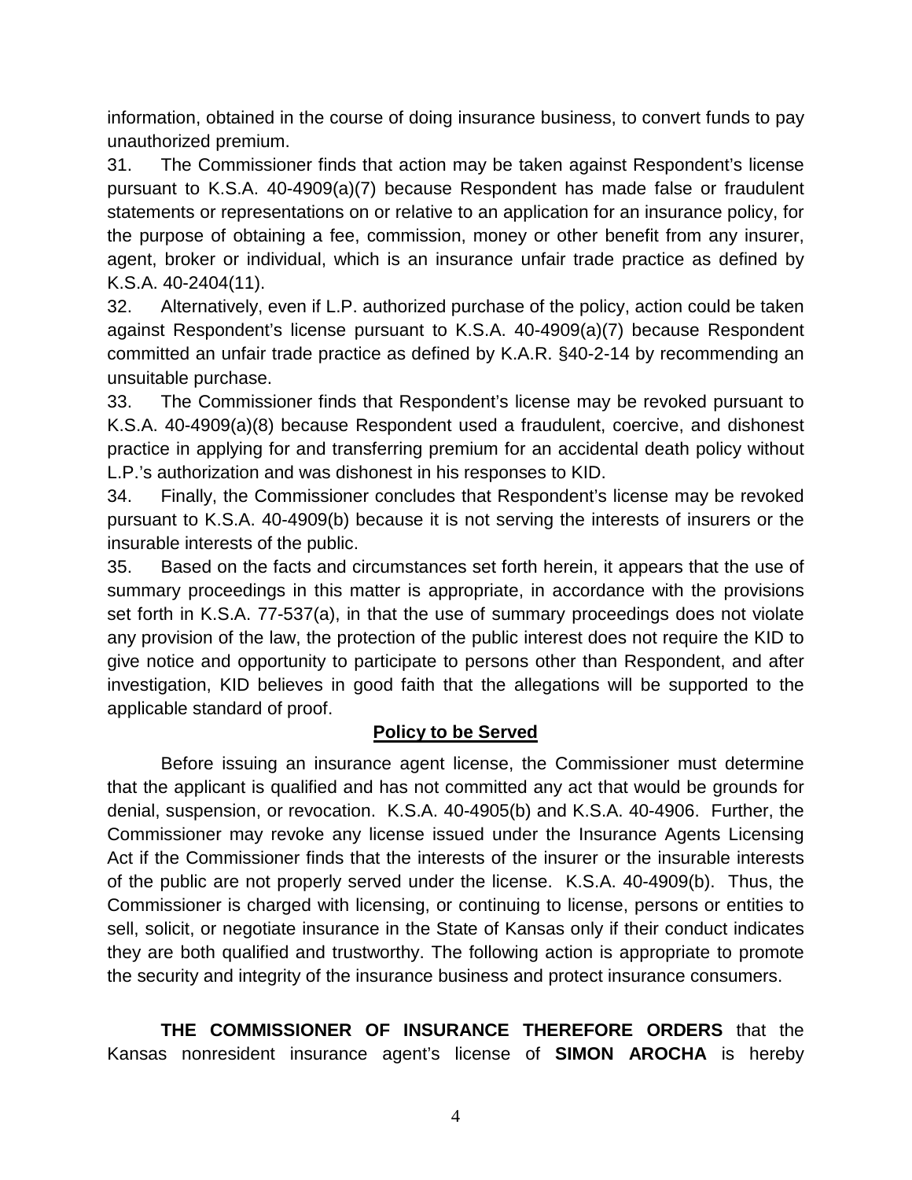information, obtained in the course of doing insurance business, to convert funds to pay unauthorized premium.

31. The Commissioner finds that action may be taken against Respondent's license pursuant to K.S.A. 40-4909(a)(7) because Respondent has made false or fraudulent statements or representations on or relative to an application for an insurance policy, for the purpose of obtaining a fee, commission, money or other benefit from any insurer, agent, broker or individual, which is an insurance unfair trade practice as defined by K.S.A. 40-2404(11).

32. Alternatively, even if L.P. authorized purchase of the policy, action could be taken against Respondent's license pursuant to K.S.A. 40-4909(a)(7) because Respondent committed an unfair trade practice as defined by K.A.R. §40-2-14 by recommending an unsuitable purchase.

33. The Commissioner finds that Respondent's license may be revoked pursuant to K.S.A. 40-4909(a)(8) because Respondent used a fraudulent, coercive, and dishonest practice in applying for and transferring premium for an accidental death policy without L.P.'s authorization and was dishonest in his responses to KID.

34. Finally, the Commissioner concludes that Respondent's license may be revoked pursuant to K.S.A. 40-4909(b) because it is not serving the interests of insurers or the insurable interests of the public.

35. Based on the facts and circumstances set forth herein, it appears that the use of summary proceedings in this matter is appropriate, in accordance with the provisions set forth in K.S.A. 77-537(a), in that the use of summary proceedings does not violate any provision of the law, the protection of the public interest does not require the KID to give notice and opportunity to participate to persons other than Respondent, and after investigation, KID believes in good faith that the allegations will be supported to the applicable standard of proof.

## Policy to be Served

Before issuing an insurance agent license, the Commissioner must determine that the applicant is qualified and has not committed any act that would be grounds for denial, suspension, or revocation. K.S.A. 40-4905(b) and K.S.A. 40-4906. Further, the Commissioner may revoke any license issued under the Insurance Agents Licensing Act if the Commissioner finds that the interests of the insurer or the insurable interests of the public are not properly served under the license. K.S.A. 40-4909(b). Thus, the Commissioner is charged with licensing, or continuing to license, persons or entities to sell, solicit, or negotiate insurance in the State of Kansas only if their conduct indicates they are both qualified and trustworthy. The following action is appropriate to promote the security and integrity of the insurance business and protect insurance consumers.

**THE COMMISSIONER OF INSURANCE THEREFORE ORDERS** that the Kansas nonresident insurance agent's license of **SIMON AROCHA** is hereby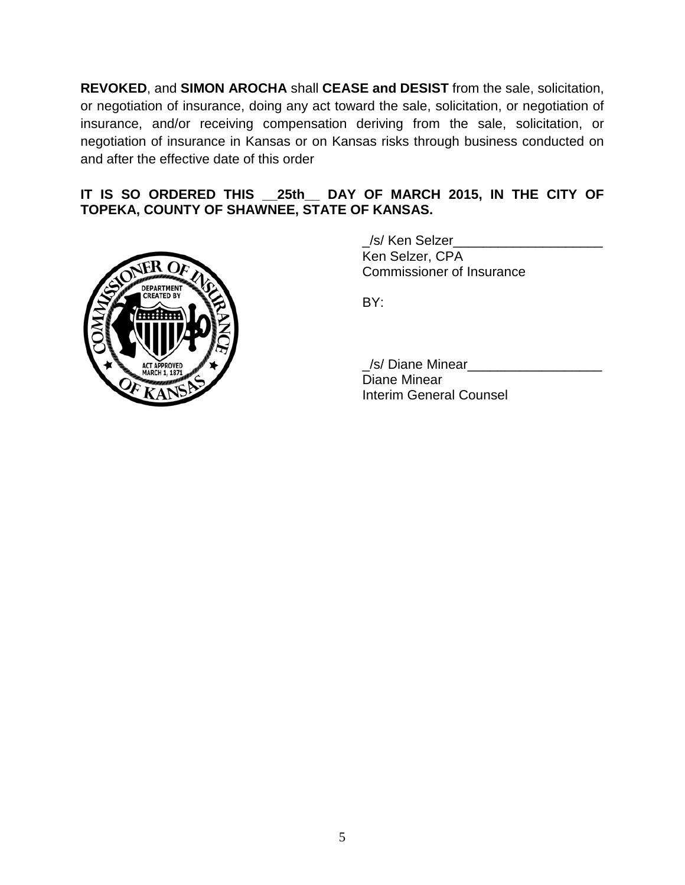**REVOKED**, and **SIMON AROCHA** shall **CEASE and DESIST** from the sale, solicitation, or negotiation of insurance, doing any act toward the sale, solicitation, or negotiation of insurance, and/or receiving compensation deriving from the sale, solicitation, or negotiation of insurance in Kansas or on Kansas risks through business conducted on and after the effective date of this order

**IT IS SO ORDERED THIS __25th__ DAY OF MARCH 2015, IN THE CITY OF TOPEKA, COUNTY OF SHAWNEE, STATE OF KANSAS.**

_/s/ Ken Selzer____________________
Ken Selzer, CPA
Commissioner of Insurance

BY:

_/s/ Diane Minear__________________
Diane Minear
Interim General Counsel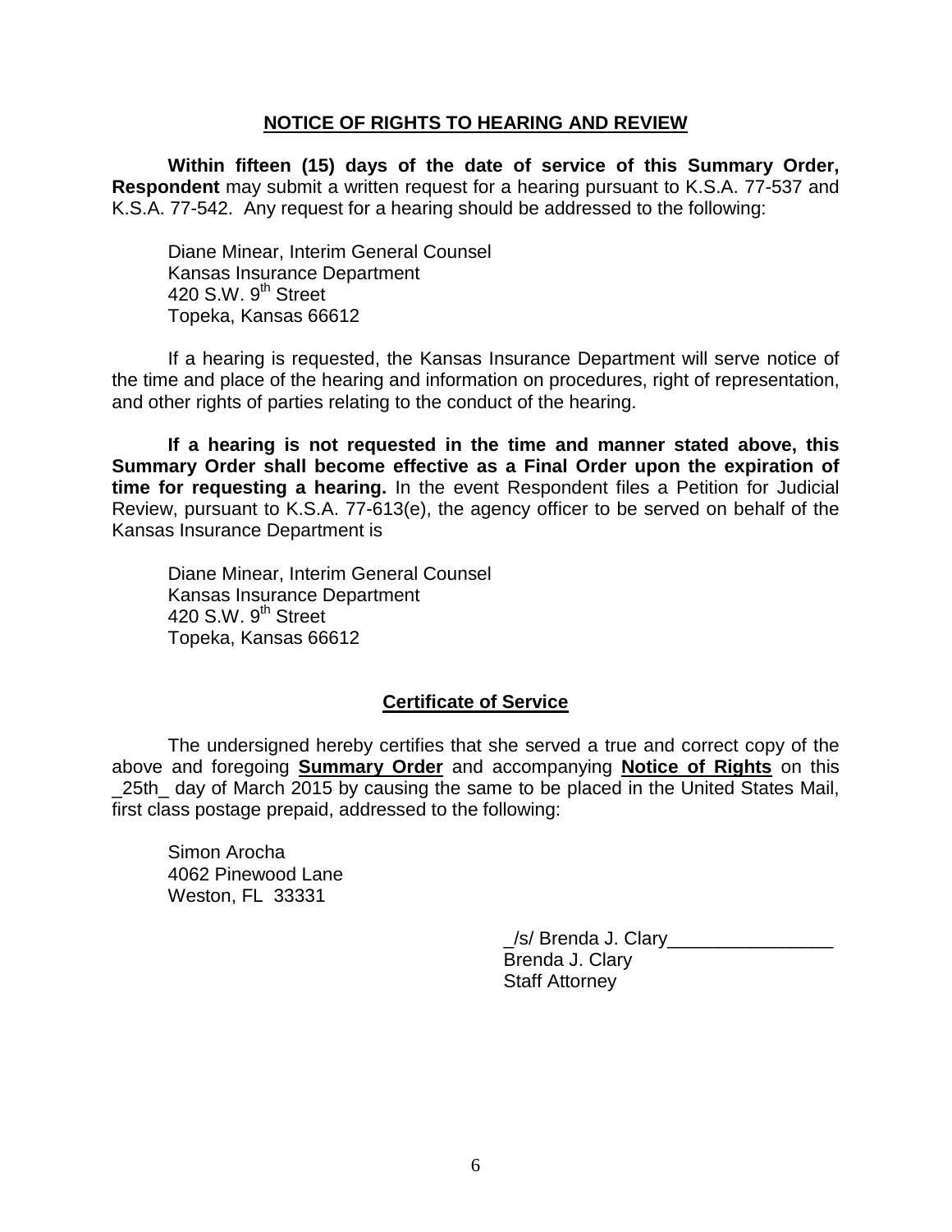## NOTICE OF RIGHTS TO HEARING AND REVIEW

**Within fifteen (15) days of the date of service of this Summary Order, Respondent** may submit a written request for a hearing pursuant to K.S.A. 77-537 and K.S.A. 77-542. Any request for a hearing should be addressed to the following:

Diane Minear, Interim General Counsel
Kansas Insurance Department
420 S.W. 9th Street
Topeka, Kansas 66612

If a hearing is requested, the Kansas Insurance Department will serve notice of the time and place of the hearing and information on procedures, right of representation, and other rights of parties relating to the conduct of the hearing.

**If a hearing is not requested in the time and manner stated above, this Summary Order shall become effective as a Final Order upon the expiration of time for requesting a hearing.** In the event Respondent files a Petition for Judicial Review, pursuant to K.S.A. 77-613(e), the agency officer to be served on behalf of the Kansas Insurance Department is

Diane Minear, Interim General Counsel
Kansas Insurance Department
420 S.W. 9th Street
Topeka, Kansas 66612

## Certificate of Service

The undersigned hereby certifies that she served a true and correct copy of the above and foregoing **Summary Order** and accompanying **Notice of Rights** on this _25th_ day of March 2015 by causing the same to be placed in the United States Mail, first class postage prepaid, addressed to the following:

Simon Arocha
4062 Pinewood Lane
Weston, FL 33331

_/s/ Brenda J. Clary________________
Brenda J. Clary
Staff Attorney